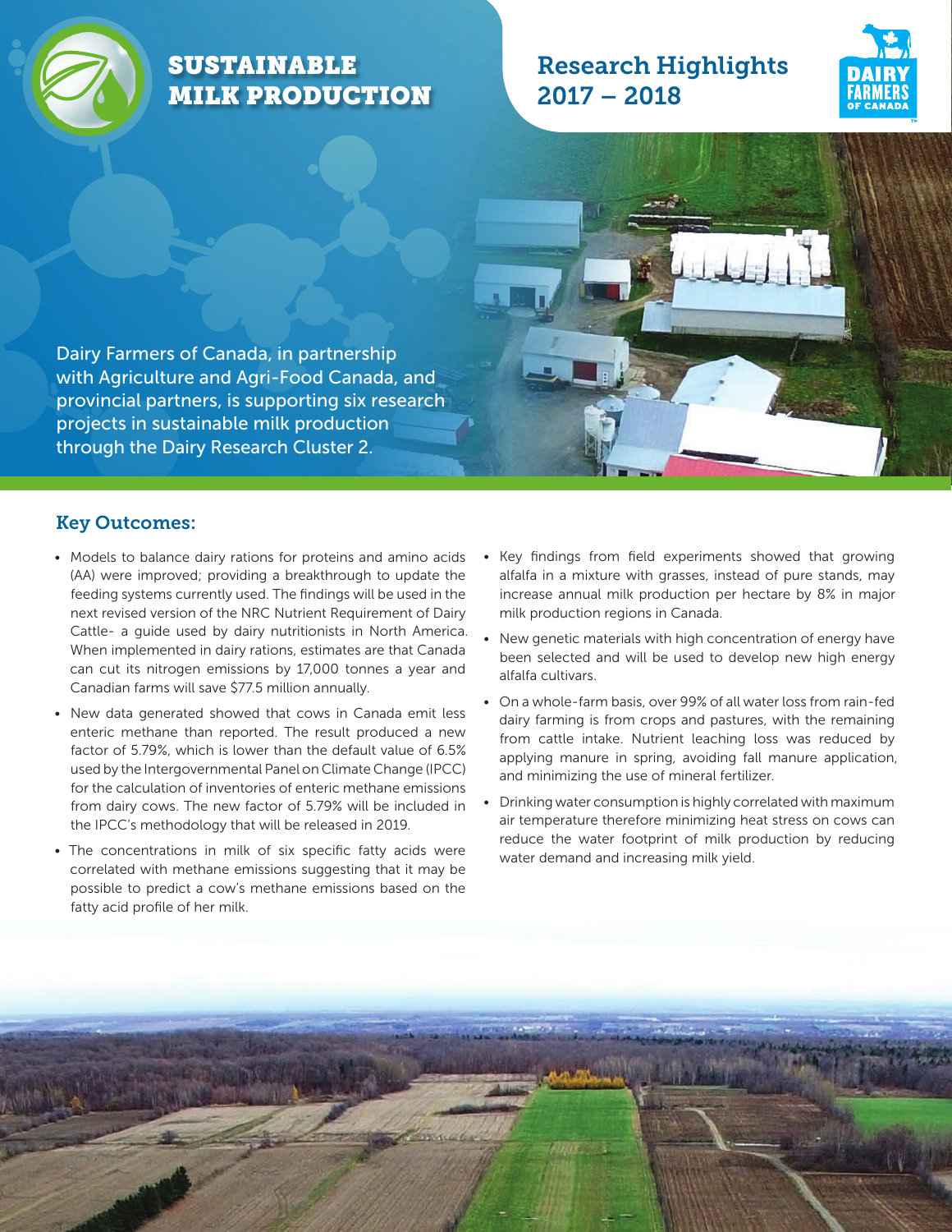# SUSTAINABLE MILK PRODUCTION

## Research Highlights 2017 – 2018

Dairy Farmers of Canada, in partnership with Agriculture and Agri-Food Canada, and provincial partners, is supporting six research projects in sustainable milk production through the Dairy Research Cluster 2.

## Key Outcomes:

- Models to balance dairy rations for proteins and amino acids (AA) were improved; providing a breakthrough to update the feeding systems currently used. The findings will be used in the next revised version of the NRC Nutrient Requirement of Dairy Cattle- a guide used by dairy nutritionists in North America. When implemented in dairy rations, estimates are that Canada can cut its nitrogen emissions by 17,000 tonnes a year and Canadian farms will save $77.5 million annually.
- New data generated showed that cows in Canada emit less enteric methane than reported. The result produced a new factor of 5.79%, which is lower than the default value of 6.5% used by the Intergovernmental Panel on Climate Change (IPCC) for the calculation of inventories of enteric methane emissions from dairy cows. The new factor of 5.79% will be included in the IPCC's methodology that will be released in 2019.
- The concentrations in milk of six specific fatty acids were correlated with methane emissions suggesting that it may be possible to predict a cow's methane emissions based on the fatty acid profile of her milk.
- Key findings from field experiments showed that growing alfalfa in a mixture with grasses, instead of pure stands, may increase annual milk production per hectare by 8% in major milk production regions in Canada.
- New genetic materials with high concentration of energy have been selected and will be used to develop new high energy alfalfa cultivars.
- On a whole-farm basis, over 99% of all water loss from rain-fed dairy farming is from crops and pastures, with the remaining from cattle intake. Nutrient leaching loss was reduced by applying manure in spring, avoiding fall manure application, and minimizing the use of mineral fertilizer.
- Drinking water consumption is highly correlated with maximum air temperature therefore minimizing heat stress on cows can reduce the water footprint of milk production by reducing water demand and increasing milk yield.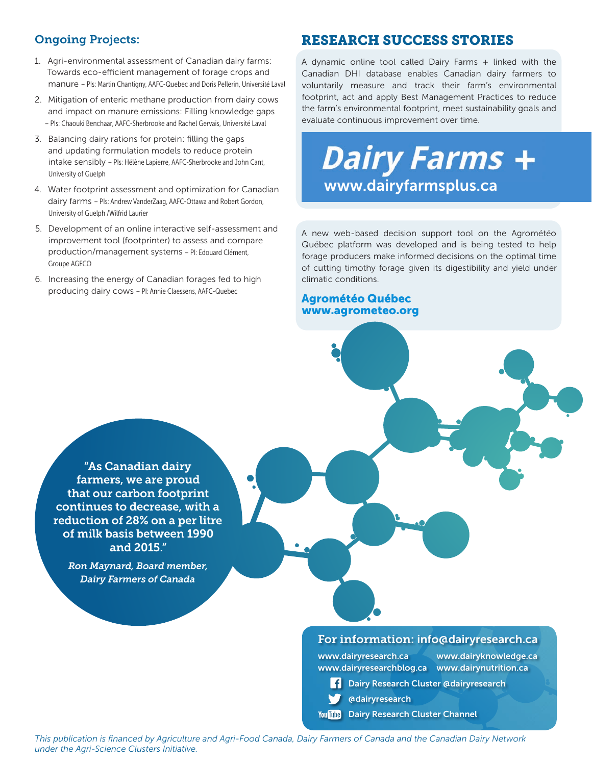## Ongoing Projects:

1. Agri-environmental assessment of Canadian dairy farms: Towards eco-efficient management of forage crops and manure – PIs: Martin Chantigny, AAFC-Quebec and Doris Pellerin, Université Laval
2. Mitigation of enteric methane production from dairy cows and impact on manure emissions: Filling knowledge gaps – PIs: Chaouki Benchaar, AAFC-Sherbrooke and Rachel Gervais, Université Laval
3. Balancing dairy rations for protein: filling the gaps and updating formulation models to reduce protein intake sensibly – PIs: Hélène Lapierre, AAFC-Sherbrooke and John Cant, University of Guelph
4. Water footprint assessment and optimization for Canadian dairy farms – PIs: Andrew VanderZaag, AAFC-Ottawa and Robert Gordon, University of Guelph /Wilfrid Laurier
5. Development of an online interactive self-assessment and improvement tool (footprinter) to assess and compare production/management systems – PI: Edouard Clément, Groupe AGECO
6. Increasing the energy of Canadian forages fed to high producing dairy cows – PI: Annie Claessens, AAFC-Quebec

**"As Canadian dairy farmers, we are proud that our carbon footprint continues to decrease, with a reduction of 28% on a per litre of milk basis between 1990 and 2015."**

*Ron Maynard, Board member, Dairy Farmers of Canada*

## RESEARCH SUCCESS STORIES

A dynamic online tool called Dairy Farms + linked with the Canadian DHI database enables Canadian dairy farmers to voluntarily measure and track their farm's environmental footprint, act and apply Best Management Practices to reduce the farm's environmental footprint, meet sustainability goals and evaluate continuous improvement over time.

**Dairy Farms +**
**www.dairyfarmsplus.ca**

A new web-based decision support tool on the Agrométéo Québec platform was developed and is being tested to help forage producers make informed decisions on the optimal time of cutting timothy forage given its digestibility and yield under climatic conditions.

**Agrométéo Québec**
**www.agrometeo.org**

**For information: info@dairyresearch.ca**

www.dairyresearch.ca
www.dairyknowledge.ca
www.dairyresearchblog.ca
www.dairynutrition.ca

Dairy Research Cluster @dairyresearch

@dairyresearch

Dairy Research Cluster Channel

*This publication is financed by Agriculture and Agri-Food Canada, Dairy Farmers of Canada and the Canadian Dairy Network under the Agri-Science Clusters Initiative.*